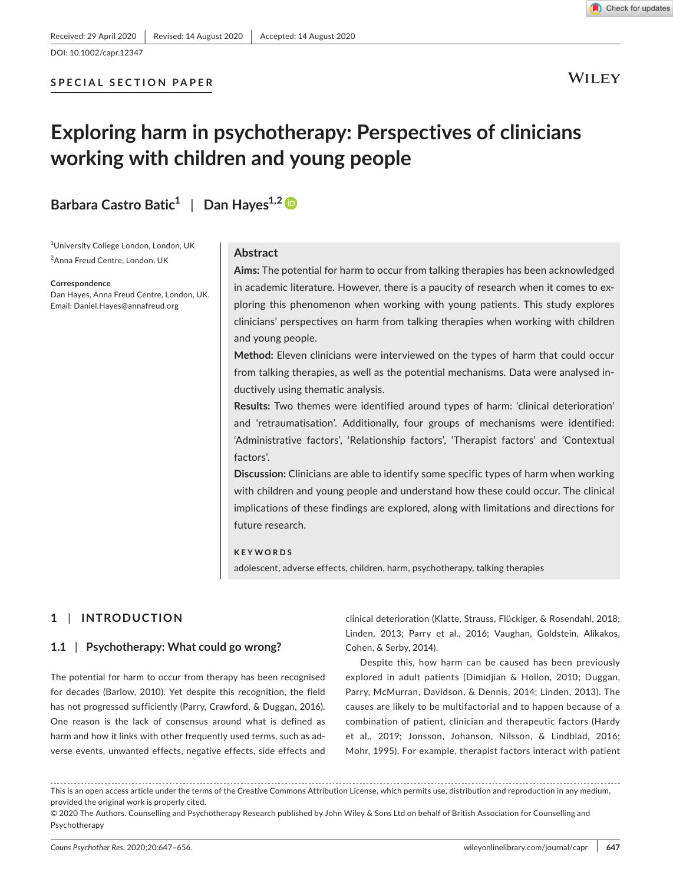Received: 29 April 2020 | Revised: 14 August 2020 | Accepted: 14 August 2020

DOI: 10.1002/capr.12347

SPECIAL SECTION PAPER

# Exploring harm in psychotherapy: Perspectives of clinicians working with children and young people

**Barbara Castro Batic[1] | Dan Hayes[1,2]**

[1]University College London, London, UK

[2]Anna Freud Centre, London, UK

**Correspondence**
Dan Hayes, Anna Freud Centre, London, UK.
Email: Daniel.Hayes@annafreud.org

## Abstract

**Aims:** The potential for harm to occur from talking therapies has been acknowledged in academic literature. However, there is a paucity of research when it comes to exploring this phenomenon when working with young patients. This study explores clinicians' perspectives on harm from talking therapies when working with children and young people.

**Method:** Eleven clinicians were interviewed on the types of harm that could occur from talking therapies, as well as the potential mechanisms. Data were analysed inductively using thematic analysis.

**Results:** Two themes were identified around types of harm: 'clinical deterioration' and 'retraumatisation'. Additionally, four groups of mechanisms were identified: 'Administrative factors', 'Relationship factors', 'Therapist factors' and 'Contextual factors'.

**Discussion:** Clinicians are able to identify some specific types of harm when working with children and young people and understand how these could occur. The clinical implications of these findings are explored, along with limitations and directions for future research.

**KEYWORDS**

adolescent, adverse effects, children, harm, psychotherapy, talking therapies

## 1 | INTRODUCTION

### 1.1 | Psychotherapy: What could go wrong?

The potential for harm to occur from therapy has been recognised for decades (Barlow, 2010). Yet despite this recognition, the field has not progressed sufficiently (Parry, Crawford, & Duggan, 2016). One reason is the lack of consensus around what is defined as harm and how it links with other frequently used terms, such as adverse events, unwanted effects, negative effects, side effects and clinical deterioration (Klatte, Strauss, Flückiger, & Rosendahl, 2018; Linden, 2013; Parry et al., 2016; Vaughan, Goldstein, Alikakos, Cohen, & Serby, 2014).

Despite this, how harm can be caused has been previously explored in adult patients (Dimidjian & Hollon, 2010; Duggan, Parry, McMurran, Davidson, & Dennis, 2014; Linden, 2013). The causes are likely to be multifactorial and to happen because of a combination of patient, clinician and therapeutic factors (Hardy et al., 2019; Jonsson, Johanson, Nilsson, & Lindblad, 2016; Mohr, 1995). For example, therapist factors interact with patient

---

This is an open access article under the terms of the Creative Commons Attribution License, which permits use, distribution and reproduction in any medium, provided the original work is properly cited.

© 2020 The Authors. Counselling and Psychotherapy Research published by John Wiley & Sons Ltd on behalf of British Association for Counselling and Psychotherapy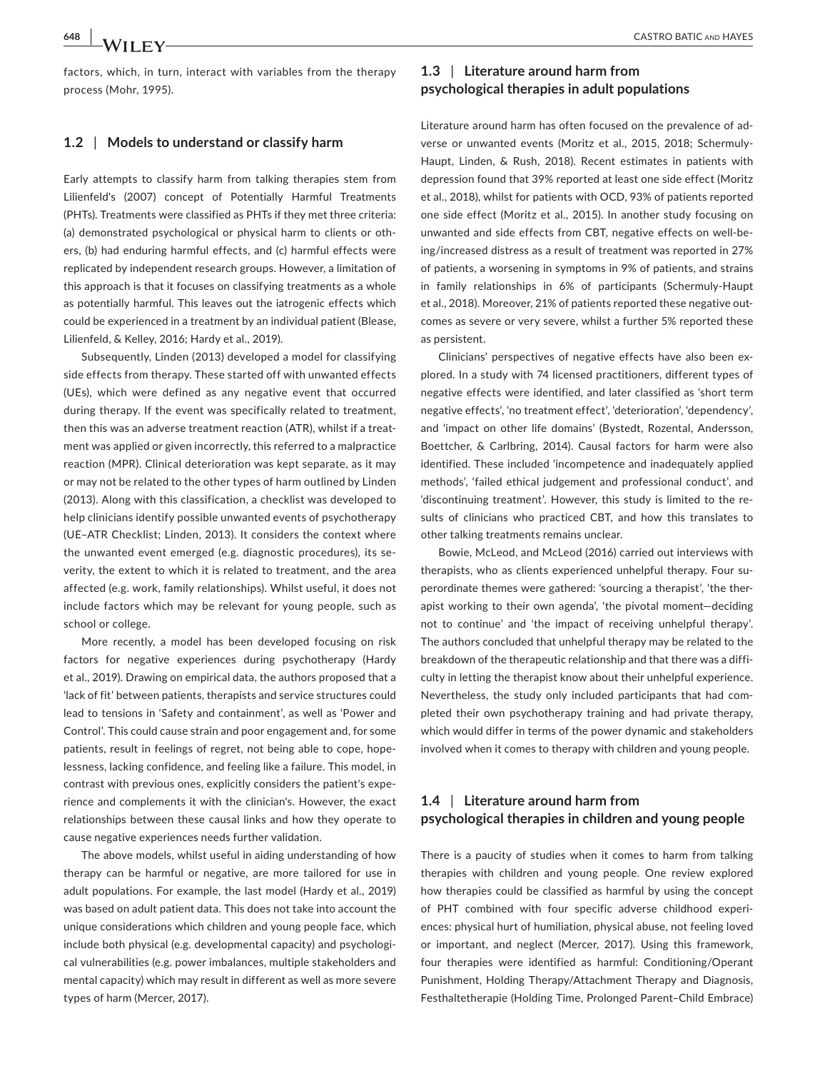factors, which, in turn, interact with variables from the therapy process (Mohr, 1995).

### 1.2 | Models to understand or classify harm

Early attempts to classify harm from talking therapies stem from Lilienfeld's (2007) concept of Potentially Harmful Treatments (PHTs). Treatments were classified as PHTs if they met three criteria: (a) demonstrated psychological or physical harm to clients or others, (b) had enduring harmful effects, and (c) harmful effects were replicated by independent research groups. However, a limitation of this approach is that it focuses on classifying treatments as a whole as potentially harmful. This leaves out the iatrogenic effects which could be experienced in a treatment by an individual patient (Blease, Lilienfeld, & Kelley, 2016; Hardy et al., 2019).

Subsequently, Linden (2013) developed a model for classifying side effects from therapy. These started off with unwanted effects (UEs), which were defined as any negative event that occurred during therapy. If the event was specifically related to treatment, then this was an adverse treatment reaction (ATR), whilst if a treatment was applied or given incorrectly, this referred to a malpractice reaction (MPR). Clinical deterioration was kept separate, as it may or may not be related to the other types of harm outlined by Linden (2013). Along with this classification, a checklist was developed to help clinicians identify possible unwanted events of psychotherapy (UE–ATR Checklist; Linden, 2013). It considers the context where the unwanted event emerged (e.g. diagnostic procedures), its severity, the extent to which it is related to treatment, and the area affected (e.g. work, family relationships). Whilst useful, it does not include factors which may be relevant for young people, such as school or college.

More recently, a model has been developed focusing on risk factors for negative experiences during psychotherapy (Hardy et al., 2019). Drawing on empirical data, the authors proposed that a 'lack of fit' between patients, therapists and service structures could lead to tensions in 'Safety and containment', as well as 'Power and Control'. This could cause strain and poor engagement and, for some patients, result in feelings of regret, not being able to cope, hopelessness, lacking confidence, and feeling like a failure. This model, in contrast with previous ones, explicitly considers the patient's experience and complements it with the clinician's. However, the exact relationships between these causal links and how they operate to cause negative experiences needs further validation.

The above models, whilst useful in aiding understanding of how therapy can be harmful or negative, are more tailored for use in adult populations. For example, the last model (Hardy et al., 2019) was based on adult patient data. This does not take into account the unique considerations which children and young people face, which include both physical (e.g. developmental capacity) and psychological vulnerabilities (e.g. power imbalances, multiple stakeholders and mental capacity) which may result in different as well as more severe types of harm (Mercer, 2017).

### 1.3 | Literature around harm from psychological therapies in adult populations

Literature around harm has often focused on the prevalence of adverse or unwanted events (Moritz et al., 2015, 2018; Schermuly-Haupt, Linden, & Rush, 2018). Recent estimates in patients with depression found that 39% reported at least one side effect (Moritz et al., 2018), whilst for patients with OCD, 93% of patients reported one side effect (Moritz et al., 2015). In another study focusing on unwanted and side effects from CBT, negative effects on well-being/increased distress as a result of treatment was reported in 27% of patients, a worsening in symptoms in 9% of patients, and strains in family relationships in 6% of participants (Schermuly-Haupt et al., 2018). Moreover, 21% of patients reported these negative outcomes as severe or very severe, whilst a further 5% reported these as persistent.

Clinicians' perspectives of negative effects have also been explored. In a study with 74 licensed practitioners, different types of negative effects were identified, and later classified as 'short term negative effects', 'no treatment effect', 'deterioration', 'dependency', and 'impact on other life domains' (Bystedt, Rozental, Andersson, Boettcher, & Carlbring, 2014). Causal factors for harm were also identified. These included 'incompetence and inadequately applied methods', 'failed ethical judgement and professional conduct', and 'discontinuing treatment'. However, this study is limited to the results of clinicians who practiced CBT, and how this translates to other talking treatments remains unclear.

Bowie, McLeod, and McLeod (2016) carried out interviews with therapists, who as clients experienced unhelpful therapy. Four superordinate themes were gathered: 'sourcing a therapist', 'the therapist working to their own agenda', 'the pivotal moment—deciding not to continue' and 'the impact of receiving unhelpful therapy'. The authors concluded that unhelpful therapy may be related to the breakdown of the therapeutic relationship and that there was a difficulty in letting the therapist know about their unhelpful experience. Nevertheless, the study only included participants that had completed their own psychotherapy training and had private therapy, which would differ in terms of the power dynamic and stakeholders involved when it comes to therapy with children and young people.

### 1.4 | Literature around harm from psychological therapies in children and young people

There is a paucity of studies when it comes to harm from talking therapies with children and young people. One review explored how therapies could be classified as harmful by using the concept of PHT combined with four specific adverse childhood experiences: physical hurt of humiliation, physical abuse, not feeling loved or important, and neglect (Mercer, 2017). Using this framework, four therapies were identified as harmful: Conditioning/Operant Punishment, Holding Therapy/Attachment Therapy and Diagnosis, Festhaltetherapie (Holding Time, Prolonged Parent–Child Embrace)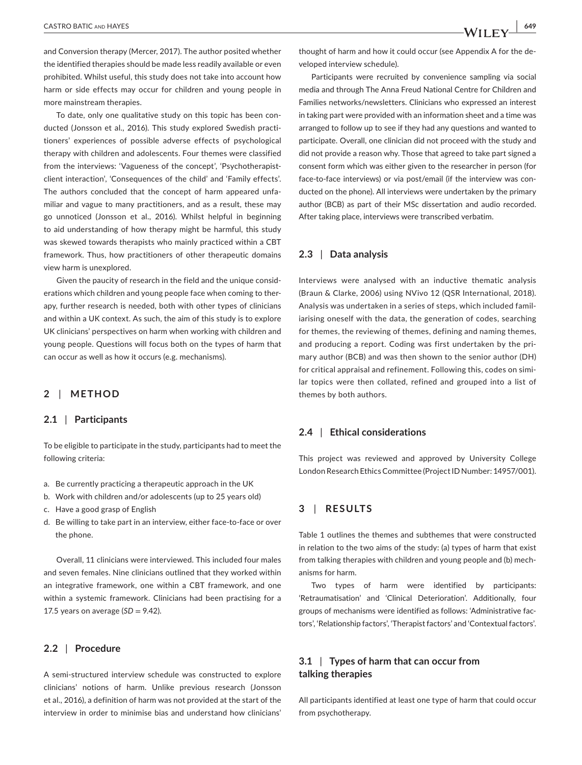and Conversion therapy (Mercer, 2017). The author posited whether the identified therapies should be made less readily available or even prohibited. Whilst useful, this study does not take into account how harm or side effects may occur for children and young people in more mainstream therapies.

To date, only one qualitative study on this topic has been conducted (Jonsson et al., 2016). This study explored Swedish practitioners' experiences of possible adverse effects of psychological therapy with children and adolescents. Four themes were classified from the interviews: 'Vagueness of the concept', 'Psychotherapist-client interaction', 'Consequences of the child' and 'Family effects'. The authors concluded that the concept of harm appeared unfamiliar and vague to many practitioners, and as a result, these may go unnoticed (Jonsson et al., 2016). Whilst helpful in beginning to aid understanding of how therapy might be harmful, this study was skewed towards therapists who mainly practiced within a CBT framework. Thus, how practitioners of other therapeutic domains view harm is unexplored.

Given the paucity of research in the field and the unique considerations which children and young people face when coming to therapy, further research is needed, both with other types of clinicians and within a UK context. As such, the aim of this study is to explore UK clinicians' perspectives on harm when working with children and young people. Questions will focus both on the types of harm that can occur as well as how it occurs (e.g. mechanisms).

## 2 | METHOD

### 2.1 | Participants

To be eligible to participate in the study, participants had to meet the following criteria:

a. Be currently practicing a therapeutic approach in the UK
b. Work with children and/or adolescents (up to 25 years old)
c. Have a good grasp of English
d. Be willing to take part in an interview, either face-to-face or over the phone.

Overall, 11 clinicians were interviewed. This included four males and seven females. Nine clinicians outlined that they worked within an integrative framework, one within a CBT framework, and one within a systemic framework. Clinicians had been practising for a 17.5 years on average (*SD* = 9.42).

### 2.2 | Procedure

A semi-structured interview schedule was constructed to explore clinicians' notions of harm. Unlike previous research (Jonsson et al., 2016), a definition of harm was not provided at the start of the interview in order to minimise bias and understand how clinicians' thought of harm and how it could occur (see Appendix A for the developed interview schedule).

Participants were recruited by convenience sampling via social media and through The Anna Freud National Centre for Children and Families networks/newsletters. Clinicians who expressed an interest in taking part were provided with an information sheet and a time was arranged to follow up to see if they had any questions and wanted to participate. Overall, one clinician did not proceed with the study and did not provide a reason why. Those that agreed to take part signed a consent form which was either given to the researcher in person (for face-to-face interviews) or via post/email (if the interview was conducted on the phone). All interviews were undertaken by the primary author (BCB) as part of their MSc dissertation and audio recorded. After taking place, interviews were transcribed verbatim.

### 2.3 | Data analysis

Interviews were analysed with an inductive thematic analysis (Braun & Clarke, 2006) using NVivo 12 (QSR International, 2018). Analysis was undertaken in a series of steps, which included familiarising oneself with the data, the generation of codes, searching for themes, the reviewing of themes, defining and naming themes, and producing a report. Coding was first undertaken by the primary author (BCB) and was then shown to the senior author (DH) for critical appraisal and refinement. Following this, codes on similar topics were then collated, refined and grouped into a list of themes by both authors.

### 2.4 | Ethical considerations

This project was reviewed and approved by University College London Research Ethics Committee (Project ID Number: 14957/001).

## 3 | RESULTS

Table 1 outlines the themes and subthemes that were constructed in relation to the two aims of the study: (a) types of harm that exist from talking therapies with children and young people and (b) mechanisms for harm.

Two types of harm were identified by participants: 'Retraumatisation' and 'Clinical Deterioration'. Additionally, four groups of mechanisms were identified as follows: 'Administrative factors', 'Relationship factors', 'Therapist factors' and 'Contextual factors'.

### 3.1 | Types of harm that can occur from talking therapies

All participants identified at least one type of harm that could occur from psychotherapy.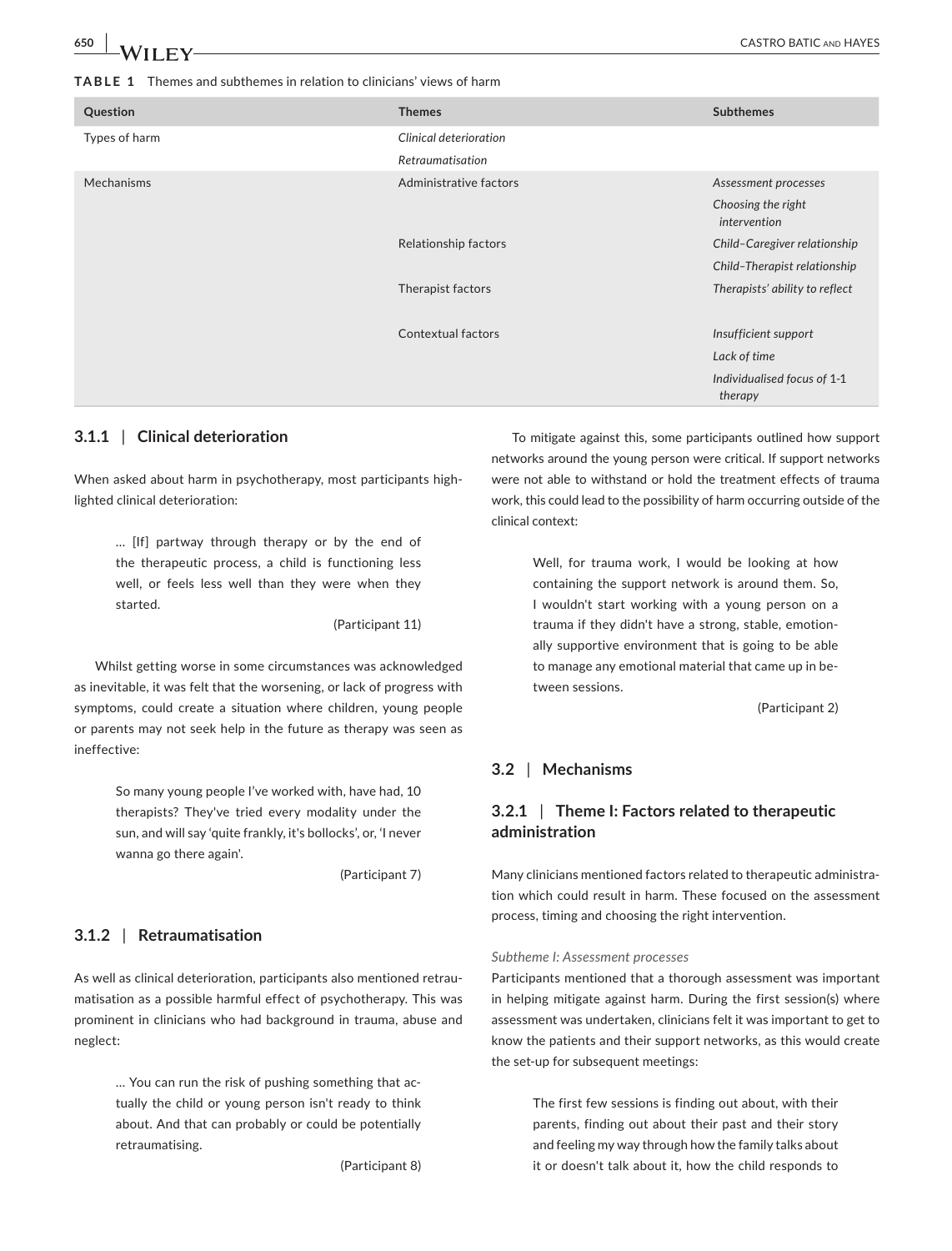**TABLE 1** Themes and subthemes in relation to clinicians' views of harm

| Question | Themes | Subthemes |
|---|---|---|
| Types of harm | *Clinical deterioration* | |
| | *Retraumatisation* | |
| Mechanisms | Administrative factors | *Assessment processes* |
| | | *Choosing the right intervention* |
| | Relationship factors | *Child–Caregiver relationship* |
| | | *Child–Therapist relationship* |
| | Therapist factors | *Therapists' ability to reflect* |
| | Contextual factors | *Insufficient support* |
| | | *Lack of time* |
| | | *Individualised focus of* 1-1 *therapy* |

### 3.1.1 | Clinical deterioration

When asked about harm in psychotherapy, most participants highlighted clinical deterioration:

> … [If] partway through therapy or by the end of the therapeutic process, a child is functioning less well, or feels less well than they were when they started.
>
> (Participant 11)

Whilst getting worse in some circumstances was acknowledged as inevitable, it was felt that the worsening, or lack of progress with symptoms, could create a situation where children, young people or parents may not seek help in the future as therapy was seen as ineffective:

> So many young people I've worked with, have had, 10 therapists? They've tried every modality under the sun, and will say 'quite frankly, it's bollocks', or, 'I never wanna go there again'.
>
> (Participant 7)

### 3.1.2 | Retraumatisation

As well as clinical deterioration, participants also mentioned retraumatisation as a possible harmful effect of psychotherapy. This was prominent in clinicians who had background in trauma, abuse and neglect:

> … You can run the risk of pushing something that actually the child or young person isn't ready to think about. And that can probably or could be potentially retraumatising.
>
> (Participant 8)

To mitigate against this, some participants outlined how support networks around the young person were critical. If support networks were not able to withstand or hold the treatment effects of trauma work, this could lead to the possibility of harm occurring outside of the clinical context:

> Well, for trauma work, I would be looking at how containing the support network is around them. So, I wouldn't start working with a young person on a trauma if they didn't have a strong, stable, emotionally supportive environment that is going to be able to manage any emotional material that came up in between sessions.
>
> (Participant 2)

## 3.2 | Mechanisms

### 3.2.1 | Theme I: Factors related to therapeutic administration

Many clinicians mentioned factors related to therapeutic administration which could result in harm. These focused on the assessment process, timing and choosing the right intervention.

*Subtheme I: Assessment processes*

Participants mentioned that a thorough assessment was important in helping mitigate against harm. During the first session(s) where assessment was undertaken, clinicians felt it was important to get to know the patients and their support networks, as this would create the set-up for subsequent meetings:

> The first few sessions is finding out about, with their parents, finding out about their past and their story and feeling my way through how the family talks about it or doesn't talk about it, how the child responds to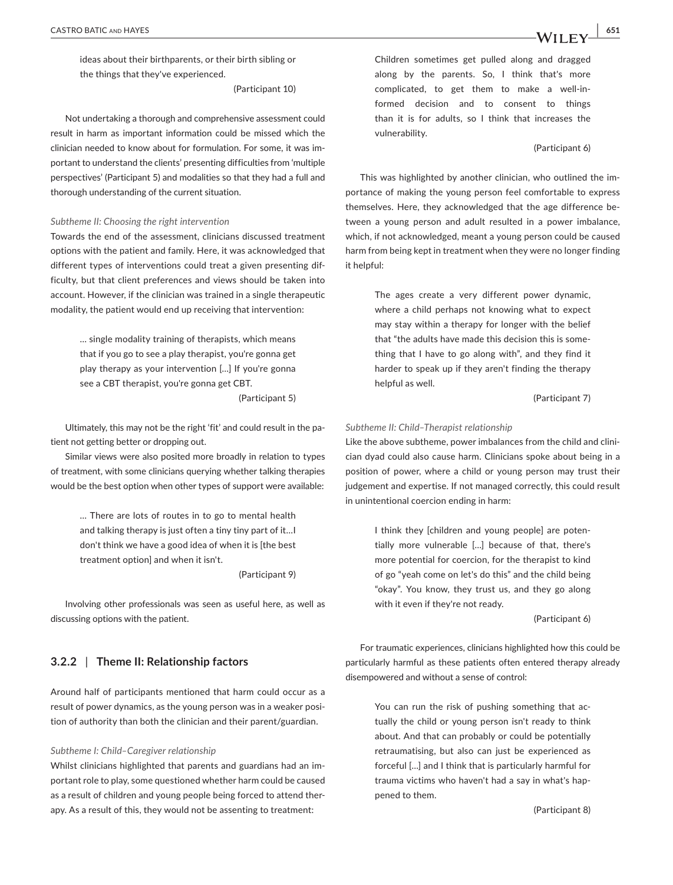> ideas about their birthparents, or their birth sibling or the things that they've experienced.
>
> (Participant 10)

Not undertaking a thorough and comprehensive assessment could result in harm as important information could be missed which the clinician needed to know about for formulation. For some, it was important to understand the clients' presenting difficulties from 'multiple perspectives' (Participant 5) and modalities so that they had a full and thorough understanding of the current situation.

*Subtheme II: Choosing the right intervention*

Towards the end of the assessment, clinicians discussed treatment options with the patient and family. Here, it was acknowledged that different types of interventions could treat a given presenting difficulty, but that client preferences and views should be taken into account. However, if the clinician was trained in a single therapeutic modality, the patient would end up receiving that intervention:

> … single modality training of therapists, which means that if you go to see a play therapist, you're gonna get play therapy as your intervention […] If you're gonna see a CBT therapist, you're gonna get CBT.
>
> (Participant 5)

Ultimately, this may not be the right 'fit' and could result in the patient not getting better or dropping out.

Similar views were also posited more broadly in relation to types of treatment, with some clinicians querying whether talking therapies would be the best option when other types of support were available:

> … There are lots of routes in to go to mental health and talking therapy is just often a tiny tiny part of it…I don't think we have a good idea of when it is [the best treatment option] and when it isn't.
>
> (Participant 9)

Involving other professionals was seen as useful here, as well as discussing options with the patient.

### 3.2.2 | Theme II: Relationship factors

Around half of participants mentioned that harm could occur as a result of power dynamics, as the young person was in a weaker position of authority than both the clinician and their parent/guardian.

*Subtheme I: Child–Caregiver relationship*

Whilst clinicians highlighted that parents and guardians had an important role to play, some questioned whether harm could be caused as a result of children and young people being forced to attend therapy. As a result of this, they would not be assenting to treatment:

> Children sometimes get pulled along and dragged along by the parents. So, I think that's more complicated, to get them to make a well-informed decision and to consent to things than it is for adults, so I think that increases the vulnerability.
>
> (Participant 6)

This was highlighted by another clinician, who outlined the importance of making the young person feel comfortable to express themselves. Here, they acknowledged that the age difference between a young person and adult resulted in a power imbalance, which, if not acknowledged, meant a young person could be caused harm from being kept in treatment when they were no longer finding it helpful:

> The ages create a very different power dynamic, where a child perhaps not knowing what to expect may stay within a therapy for longer with the belief that "the adults have made this decision this is something that I have to go along with", and they find it harder to speak up if they aren't finding the therapy helpful as well.
>
> (Participant 7)

*Subtheme II: Child–Therapist relationship*

Like the above subtheme, power imbalances from the child and clinician dyad could also cause harm. Clinicians spoke about being in a position of power, where a child or young person may trust their judgement and expertise. If not managed correctly, this could result in unintentional coercion ending in harm:

> I think they [children and young people] are potentially more vulnerable […] because of that, there's more potential for coercion, for the therapist to kind of go "yeah come on let's do this" and the child being "okay". You know, they trust us, and they go along with it even if they're not ready.
>
> (Participant 6)

For traumatic experiences, clinicians highlighted how this could be particularly harmful as these patients often entered therapy already disempowered and without a sense of control:

> You can run the risk of pushing something that actually the child or young person isn't ready to think about. And that can probably or could be potentially retraumatising, but also can just be experienced as forceful […] and I think that is particularly harmful for trauma victims who haven't had a say in what's happened to them.
>
> (Participant 8)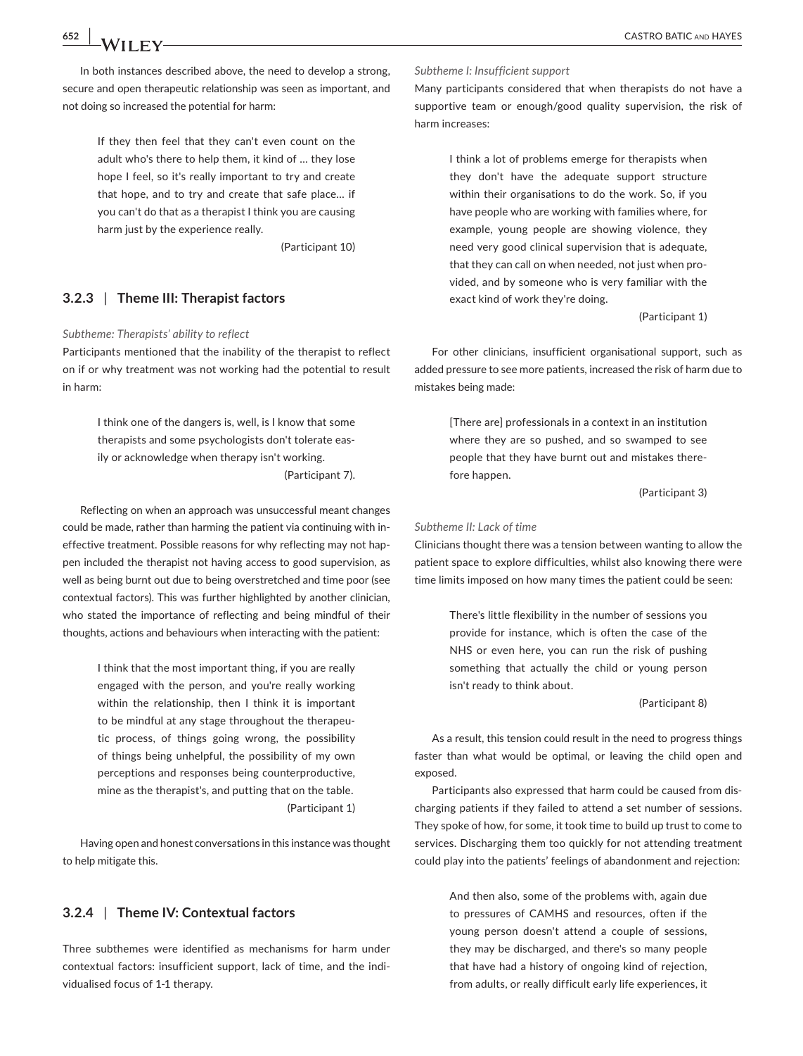In both instances described above, the need to develop a strong, secure and open therapeutic relationship was seen as important, and not doing so increased the potential for harm:

> If they then feel that they can't even count on the adult who's there to help them, it kind of … they lose hope I feel, so it's really important to try and create that hope, and to try and create that safe place… if you can't do that as a therapist I think you are causing harm just by the experience really.
>
> (Participant 10)

### 3.2.3 | Theme III: Therapist factors

*Subtheme: Therapists' ability to reflect*

Participants mentioned that the inability of the therapist to reflect on if or why treatment was not working had the potential to result in harm:

> I think one of the dangers is, well, is I know that some therapists and some psychologists don't tolerate easily or acknowledge when therapy isn't working.
>
> (Participant 7).

Reflecting on when an approach was unsuccessful meant changes could be made, rather than harming the patient via continuing with ineffective treatment. Possible reasons for why reflecting may not happen included the therapist not having access to good supervision, as well as being burnt out due to being overstretched and time poor (see contextual factors). This was further highlighted by another clinician, who stated the importance of reflecting and being mindful of their thoughts, actions and behaviours when interacting with the patient:

> I think that the most important thing, if you are really engaged with the person, and you're really working within the relationship, then I think it is important to be mindful at any stage throughout the therapeutic process, of things going wrong, the possibility of things being unhelpful, the possibility of my own perceptions and responses being counterproductive, mine as the therapist's, and putting that on the table.
>
> (Participant 1)

Having open and honest conversations in this instance was thought to help mitigate this.

### 3.2.4 | Theme IV: Contextual factors

Three subthemes were identified as mechanisms for harm under contextual factors: insufficient support, lack of time, and the individualised focus of 1-1 therapy.

*Subtheme I: Insufficient support*

Many participants considered that when therapists do not have a supportive team or enough/good quality supervision, the risk of harm increases:

> I think a lot of problems emerge for therapists when they don't have the adequate support structure within their organisations to do the work. So, if you have people who are working with families where, for example, young people are showing violence, they need very good clinical supervision that is adequate, that they can call on when needed, not just when provided, and by someone who is very familiar with the exact kind of work they're doing.
>
> (Participant 1)

For other clinicians, insufficient organisational support, such as added pressure to see more patients, increased the risk of harm due to mistakes being made:

> [There are] professionals in a context in an institution where they are so pushed, and so swamped to see people that they have burnt out and mistakes therefore happen.
>
> (Participant 3)

*Subtheme II: Lack of time*

Clinicians thought there was a tension between wanting to allow the patient space to explore difficulties, whilst also knowing there were time limits imposed on how many times the patient could be seen:

> There's little flexibility in the number of sessions you provide for instance, which is often the case of the NHS or even here, you can run the risk of pushing something that actually the child or young person isn't ready to think about.
>
> (Participant 8)

As a result, this tension could result in the need to progress things faster than what would be optimal, or leaving the child open and exposed.

Participants also expressed that harm could be caused from discharging patients if they failed to attend a set number of sessions. They spoke of how, for some, it took time to build up trust to come to services. Discharging them too quickly for not attending treatment could play into the patients' feelings of abandonment and rejection:

> And then also, some of the problems with, again due to pressures of CAMHS and resources, often if the young person doesn't attend a couple of sessions, they may be discharged, and there's so many people that have had a history of ongoing kind of rejection, from adults, or really difficult early life experiences, it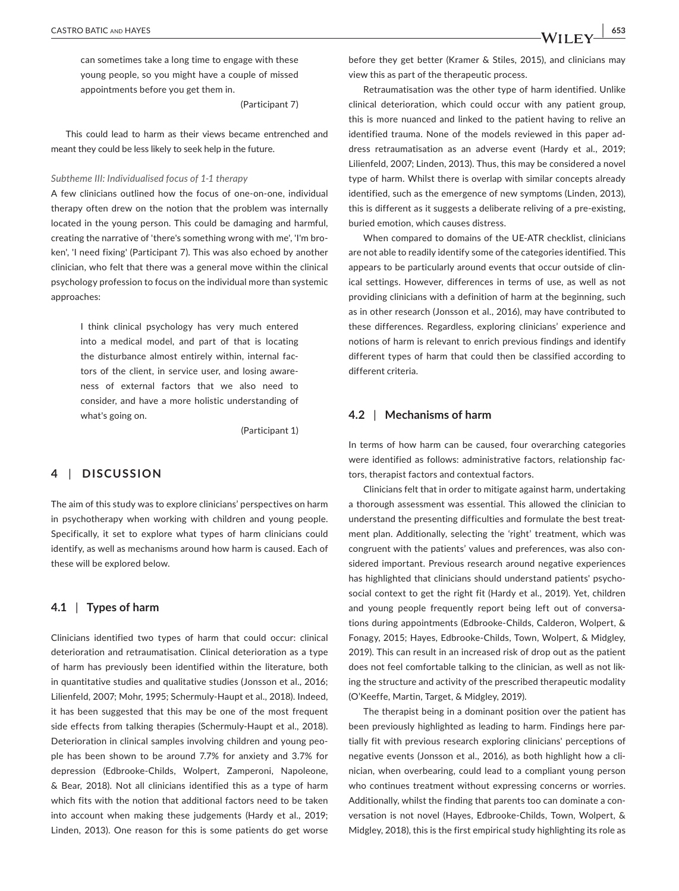> can sometimes take a long time to engage with these young people, so you might have a couple of missed appointments before you get them in.
>
> (Participant 7)

This could lead to harm as their views became entrenched and meant they could be less likely to seek help in the future.

*Subtheme III: Individualised focus of 1-1 therapy*

A few clinicians outlined how the focus of one-on-one, individual therapy often drew on the notion that the problem was internally located in the young person. This could be damaging and harmful, creating the narrative of 'there's something wrong with me', 'I'm broken', 'I need fixing' (Participant 7). This was also echoed by another clinician, who felt that there was a general move within the clinical psychology profession to focus on the individual more than systemic approaches:

> I think clinical psychology has very much entered into a medical model, and part of that is locating the disturbance almost entirely within, internal factors of the client, in service user, and losing awareness of external factors that we also need to consider, and have a more holistic understanding of what's going on.
>
> (Participant 1)

## 4 | DISCUSSION

The aim of this study was to explore clinicians' perspectives on harm in psychotherapy when working with children and young people. Specifically, it set to explore what types of harm clinicians could identify, as well as mechanisms around how harm is caused. Each of these will be explored below.

### 4.1 | Types of harm

Clinicians identified two types of harm that could occur: clinical deterioration and retraumatisation. Clinical deterioration as a type of harm has previously been identified within the literature, both in quantitative studies and qualitative studies (Jonsson et al., 2016; Lilienfeld, 2007; Mohr, 1995; Schermuly-Haupt et al., 2018). Indeed, it has been suggested that this may be one of the most frequent side effects from talking therapies (Schermuly-Haupt et al., 2018). Deterioration in clinical samples involving children and young people has been shown to be around 7.7% for anxiety and 3.7% for depression (Edbrooke-Childs, Wolpert, Zamperoni, Napoleone, & Bear, 2018). Not all clinicians identified this as a type of harm which fits with the notion that additional factors need to be taken into account when making these judgements (Hardy et al., 2019; Linden, 2013). One reason for this is some patients do get worse before they get better (Kramer & Stiles, 2015), and clinicians may view this as part of the therapeutic process.

Retraumatisation was the other type of harm identified. Unlike clinical deterioration, which could occur with any patient group, this is more nuanced and linked to the patient having to relive an identified trauma. None of the models reviewed in this paper address retraumatisation as an adverse event (Hardy et al., 2019; Lilienfeld, 2007; Linden, 2013). Thus, this may be considered a novel type of harm. Whilst there is overlap with similar concepts already identified, such as the emergence of new symptoms (Linden, 2013), this is different as it suggests a deliberate reliving of a pre-existing, buried emotion, which causes distress.

When compared to domains of the UE-ATR checklist, clinicians are not able to readily identify some of the categories identified. This appears to be particularly around events that occur outside of clinical settings. However, differences in terms of use, as well as not providing clinicians with a definition of harm at the beginning, such as in other research (Jonsson et al., 2016), may have contributed to these differences. Regardless, exploring clinicians' experience and notions of harm is relevant to enrich previous findings and identify different types of harm that could then be classified according to different criteria.

### 4.2 | Mechanisms of harm

In terms of how harm can be caused, four overarching categories were identified as follows: administrative factors, relationship factors, therapist factors and contextual factors.

Clinicians felt that in order to mitigate against harm, undertaking a thorough assessment was essential. This allowed the clinician to understand the presenting difficulties and formulate the best treatment plan. Additionally, selecting the 'right' treatment, which was congruent with the patients' values and preferences, was also considered important. Previous research around negative experiences has highlighted that clinicians should understand patients' psychosocial context to get the right fit (Hardy et al., 2019). Yet, children and young people frequently report being left out of conversations during appointments (Edbrooke-Childs, Calderon, Wolpert, & Fonagy, 2015; Hayes, Edbrooke-Childs, Town, Wolpert, & Midgley, 2019). This can result in an increased risk of drop out as the patient does not feel comfortable talking to the clinician, as well as not liking the structure and activity of the prescribed therapeutic modality (O'Keeffe, Martin, Target, & Midgley, 2019).

The therapist being in a dominant position over the patient has been previously highlighted as leading to harm. Findings here partially fit with previous research exploring clinicians' perceptions of negative events (Jonsson et al., 2016), as both highlight how a clinician, when overbearing, could lead to a compliant young person who continues treatment without expressing concerns or worries. Additionally, whilst the finding that parents too can dominate a conversation is not novel (Hayes, Edbrooke-Childs, Town, Wolpert, & Midgley, 2018), this is the first empirical study highlighting its role as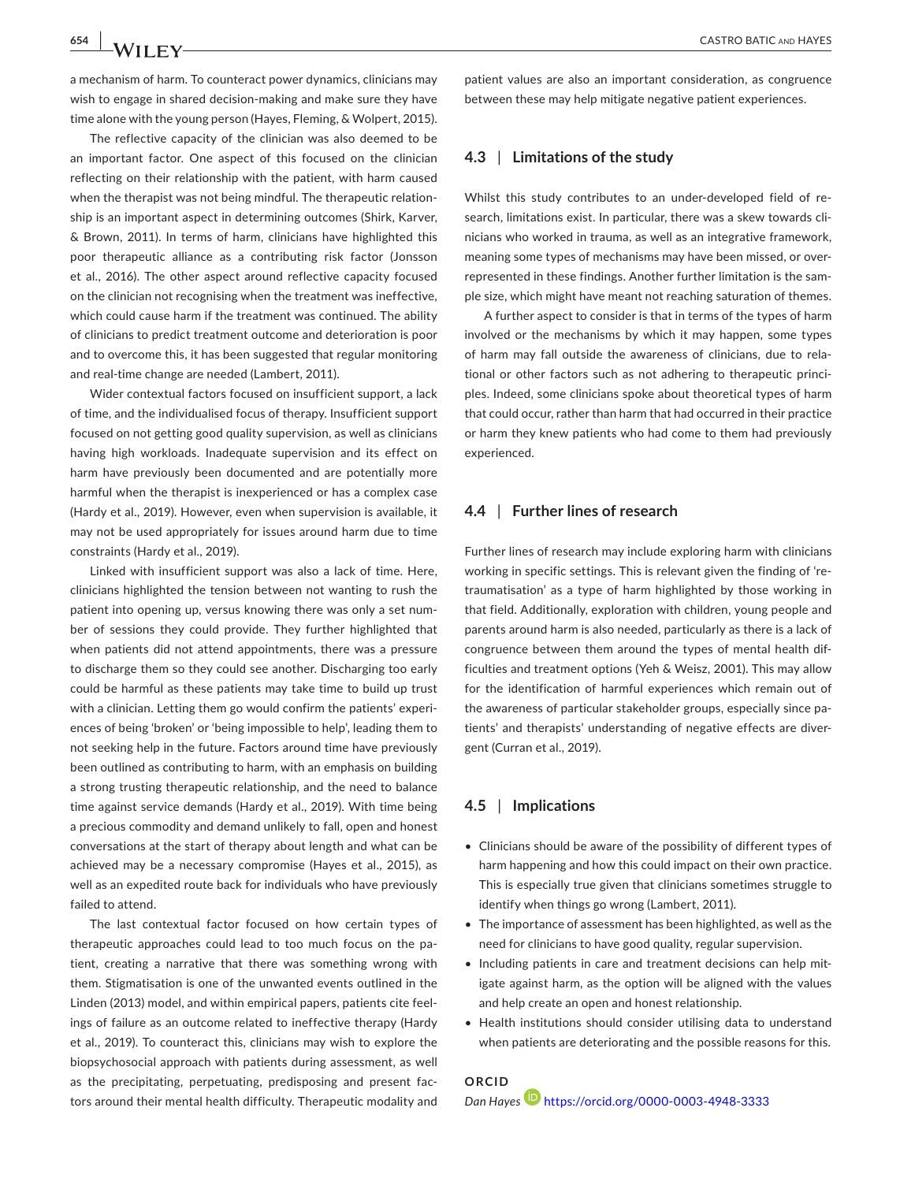a mechanism of harm. To counteract power dynamics, clinicians may wish to engage in shared decision-making and make sure they have time alone with the young person (Hayes, Fleming, & Wolpert, 2015).

The reflective capacity of the clinician was also deemed to be an important factor. One aspect of this focused on the clinician reflecting on their relationship with the patient, with harm caused when the therapist was not being mindful. The therapeutic relationship is an important aspect in determining outcomes (Shirk, Karver, & Brown, 2011). In terms of harm, clinicians have highlighted this poor therapeutic alliance as a contributing risk factor (Jonsson et al., 2016). The other aspect around reflective capacity focused on the clinician not recognising when the treatment was ineffective, which could cause harm if the treatment was continued. The ability of clinicians to predict treatment outcome and deterioration is poor and to overcome this, it has been suggested that regular monitoring and real-time change are needed (Lambert, 2011).

Wider contextual factors focused on insufficient support, a lack of time, and the individualised focus of therapy. Insufficient support focused on not getting good quality supervision, as well as clinicians having high workloads. Inadequate supervision and its effect on harm have previously been documented and are potentially more harmful when the therapist is inexperienced or has a complex case (Hardy et al., 2019). However, even when supervision is available, it may not be used appropriately for issues around harm due to time constraints (Hardy et al., 2019).

Linked with insufficient support was also a lack of time. Here, clinicians highlighted the tension between not wanting to rush the patient into opening up, versus knowing there was only a set number of sessions they could provide. They further highlighted that when patients did not attend appointments, there was a pressure to discharge them so they could see another. Discharging too early could be harmful as these patients may take time to build up trust with a clinician. Letting them go would confirm the patients' experiences of being 'broken' or 'being impossible to help', leading them to not seeking help in the future. Factors around time have previously been outlined as contributing to harm, with an emphasis on building a strong trusting therapeutic relationship, and the need to balance time against service demands (Hardy et al., 2019). With time being a precious commodity and demand unlikely to fall, open and honest conversations at the start of therapy about length and what can be achieved may be a necessary compromise (Hayes et al., 2015), as well as an expedited route back for individuals who have previously failed to attend.

The last contextual factor focused on how certain types of therapeutic approaches could lead to too much focus on the patient, creating a narrative that there was something wrong with them. Stigmatisation is one of the unwanted events outlined in the Linden (2013) model, and within empirical papers, patients cite feelings of failure as an outcome related to ineffective therapy (Hardy et al., 2019). To counteract this, clinicians may wish to explore the biopsychosocial approach with patients during assessment, as well as the precipitating, perpetuating, predisposing and present factors around their mental health difficulty. Therapeutic modality and patient values are also an important consideration, as congruence between these may help mitigate negative patient experiences.

### 4.3 | Limitations of the study

Whilst this study contributes to an under-developed field of research, limitations exist. In particular, there was a skew towards clinicians who worked in trauma, as well as an integrative framework, meaning some types of mechanisms may have been missed, or over-represented in these findings. Another further limitation is the sample size, which might have meant not reaching saturation of themes.

A further aspect to consider is that in terms of the types of harm involved or the mechanisms by which it may happen, some types of harm may fall outside the awareness of clinicians, due to relational or other factors such as not adhering to therapeutic principles. Indeed, some clinicians spoke about theoretical types of harm that could occur, rather than harm that had occurred in their practice or harm they knew patients who had come to them had previously experienced.

### 4.4 | Further lines of research

Further lines of research may include exploring harm with clinicians working in specific settings. This is relevant given the finding of 're-traumatisation' as a type of harm highlighted by those working in that field. Additionally, exploration with children, young people and parents around harm is also needed, particularly as there is a lack of congruence between them around the types of mental health difficulties and treatment options (Yeh & Weisz, 2001). This may allow for the identification of harmful experiences which remain out of the awareness of particular stakeholder groups, especially since patients' and therapists' understanding of negative effects are divergent (Curran et al., 2019).

### 4.5 | Implications

- Clinicians should be aware of the possibility of different types of harm happening and how this could impact on their own practice. This is especially true given that clinicians sometimes struggle to identify when things go wrong (Lambert, 2011).
- The importance of assessment has been highlighted, as well as the need for clinicians to have good quality, regular supervision.
- Including patients in care and treatment decisions can help mitigate against harm, as the option will be aligned with the values and help create an open and honest relationship.
- Health institutions should consider utilising data to understand when patients are deteriorating and the possible reasons for this.

**ORCID**

*Dan Hayes* https://orcid.org/0000-0003-4948-3333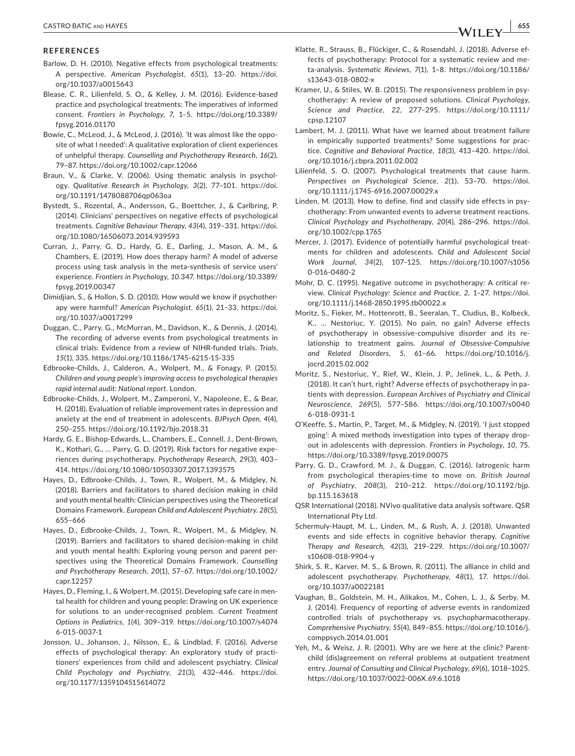## REFERENCES

Barlow, D. H. (2010). Negative effects from psychological treatments: A perspective. *American Psychologist*, *65*(1), 13–20. https://doi.org/10.1037/a0015643

Blease, C. R., Lilienfeld, S. O., & Kelley, J. M. (2016). Evidence-based practice and psychological treatments: The imperatives of informed consent. *Frontiers in Psychology*, *7*, 1–5. https://doi.org/10.3389/fpsyg.2016.01170

Bowie, C., McLeod, J., & McLeod, J. (2016). 'It was almost like the opposite of what I needed': A qualitative exploration of client experiences of unhelpful therapy. *Counselling and Psychotherapy Research*, *16*(2), 79–87. https://doi.org/10.1002/capr.12066

Braun, V., & Clarke, V. (2006). Using thematic analysis in psychology. *Qualitative Research in Psychology*, *3*(2), 77–101. https://doi.org/10.1191/1478088706qp063oa

Bystedt, S., Rozental, A., Andersson, G., Boettcher, J., & Carlbring, P. (2014). Clinicians' perspectives on negative effects of psychological treatments. *Cognitive Behaviour Therapy*, *43*(4), 319–331. https://doi.org/10.1080/16506073.2014.939593

Curran, J., Parry, G. D., Hardy, G. E., Darling, J., Mason, A. M., & Chambers, E. (2019). How does therapy harm? A model of adverse process using task analysis in the meta-synthesis of service users' experience. *Frontiers in Psychology*, *10*.347. https://doi.org/10.3389/fpsyg.2019.00347

Dimidjian, S., & Hollon, S. D. (2010). How would we know if psychotherapy were harmful? *American Psychologist*, *65*(1), 21–33. https://doi.org/10.1037/a0017299

Duggan, C., Parry, G., McMurran, M., Davidson, K., & Dennis, J. (2014). The recording of adverse events from psychological treatments in clinical trials: Evidence from a review of NIHR-funded trials. *Trials*, *15*(1), 335. https://doi.org/10.1186/1745-6215-15-335

Edbrooke-Childs, J., Calderon, A., Wolpert, M., & Fonagy, P. (2015). *Children and young people's improving access to psychological therapies rapid internal audit: National report*. London.

Edbrooke-Childs, J., Wolpert, M., Zamperoni, V., Napoleone, E., & Bear, H. (2018). Evaluation of reliable improvement rates in depression and anxiety at the end of treatment in adolescents. *BJPsych Open*, *4*(4), 250–255. https://doi.org/10.1192/bjo.2018.31

Hardy, G. E., Bishop-Edwards, L., Chambers, E., Connell, J., Dent-Brown, K., Kothari, G., … Parry, G. D. (2019). Risk factors for negative experiences during psychotherapy. *Psychotherapy Research*, *29*(3), 403–414. https://doi.org/10.1080/10503307.2017.1393575

Hayes, D., Edbrooke-Childs, J., Town, R., Wolpert, M., & Midgley, N. (2018). Barriers and facilitators to shared decision making in child and youth mental health: Clinician perspectives using the Theoretical Domains Framework. *European Child and Adolescent Psychiatry*. *28*(5), 655–666

Hayes, D., Edbrooke-Childs, J., Town, R., Wolpert, M., & Midgley, N. (2019). Barriers and facilitators to shared decision-making in child and youth mental health: Exploring young person and parent perspectives using the Theoretical Domains Framework. *Counselling and Psychotherapy Research*, *20*(1), 57–67. https://doi.org/10.1002/capr.12257

Hayes, D., Fleming, I., & Wolpert, M. (2015). Developing safe care in mental health for children and young people: Drawing on UK experience for solutions to an under-recognised problem. *Current Treatment Options in Pediatrics*, *1*(4), 309–319. https://doi.org/10.1007/s40746-015-0037-1

Jonsson, U., Johanson, J., Nilsson, E., & Lindblad, F. (2016). Adverse effects of psychological therapy: An exploratory study of practitioners' experiences from child and adolescent psychiatry. *Clinical Child Psychology and Psychiatry*, *21*(3), 432–446. https://doi.org/10.1177/1359104515614072

Klatte, R., Strauss, B., Flückiger, C., & Rosendahl, J. (2018). Adverse effects of psychotherapy: Protocol for a systematic review and meta-analysis. *Systematic Reviews*, *7*(1), 1–8. https://doi.org/10.1186/s13643-018-0802-x

Kramer, U., & Stiles, W. B. (2015). The responsiveness problem in psychotherapy: A review of proposed solutions. *Clinical Psychology, Science and Practice*, *22*, 277–295. https://doi.org/10.1111/cpsp.12107

Lambert, M. J. (2011). What have we learned about treatment failure in empirically supported treatments? Some suggestions for practice. *Cognitive and Behavioral Practice*, *18*(3), 413–420. https://doi.org/10.1016/j.cbpra.2011.02.002

Lilienfeld, S. O. (2007). Psychological treatments that cause harm. *Perspectives on Psychological Science*, *2*(1), 53–70. https://doi.org/10.1111/j.1745-6916.2007.00029.x

Linden, M. (2013). How to define, find and classify side effects in psychotherapy: From unwanted events to adverse treatment reactions. *Clinical Psychology and Psychotherapy*, *20*(4), 286–296. https://doi.org/10.1002/cpp.1765

Mercer, J. (2017). Evidence of potentially harmful psychological treatments for children and adolescents. *Child and Adolescent Social Work Journal*, *34*(2), 107–125. https://doi.org/10.1007/s10560-016-0480-2

Mohr, D. C. (1995). Negative outcome in psychotherapy: A critical review. *Clinical Psychology: Science and Practice*, *2*, 1–27. https://doi.org/10.1111/j.1468-2850.1995.tb00022.x

Moritz, S., Fieker, M., Hottenrott, B., Seeralan, T., Cludius, B., Kolbeck, K., … Nestoriuc, Y. (2015). No pain, no gain? Adverse effects of psychotherapy in obsessive-compulsive disorder and its relationship to treatment gains. *Journal of Obsessive-Compulsive and Related Disorders*, *5*, 61–66. https://doi.org/10.1016/j.jocrd.2015.02.002

Moritz, S., Nestoriuc, Y., Rief, W., Klein, J. P., Jelinek, L., & Peth, J. (2018). It can't hurt, right? Adverse effects of psychotherapy in patients with depression. *European Archives of Psychiatry and Clinical Neuroscience*, *269*(5), 577–586. https://doi.org/10.1007/s00406-018-0931-1

O'Keeffe, S., Martin, P., Target, M., & Midgley, N. (2019). 'I just stopped going': A mixed methods investigation into types of therapy dropout in adolescents with depression. *Frontiers in Psychology*, *10*, 75. https://doi.org/10.3389/fpsyg.2019.00075

Parry, G. D., Crawford, M. J., & Duggan, C. (2016). Iatrogenic harm from psychological therapies-time to move on. *British Journal of Psychiatry*, *208*(3), 210–212. https://doi.org/10.1192/bjp.bp.115.163618

QSR International (2018). NVivo qualitative data analysis software. QSR International Pty Ltd.

Schermuly-Haupt, M. L., Linden, M., & Rush, A. J. (2018). Unwanted events and side effects in cognitive behavior therapy. *Cognitive Therapy and Research*, *42*(3), 219–229. https://doi.org/10.1007/s10608-018-9904-y

Shirk, S. R., Karver, M. S., & Brown, R. (2011). The alliance in child and adolescent psychotherapy. *Psychotherapy*, *48*(1), 17. https://doi.org/10.1037/a0022181

Vaughan, B., Goldstein, M. H., Alikakos, M., Cohen, L. J., & Serby, M. J. (2014). Frequency of reporting of adverse events in randomized controlled trials of psychotherapy vs. psychopharmacotherapy. *Comprehensive Psychiatry*, *55*(4), 849–855. https://doi.org/10.1016/j.comppsych.2014.01.001

Yeh, M., & Weisz, J. R. (2001). Why are we here at the clinic? Parent-child (dis)agreement on referral problems at outpatient treatment entry. *Journal of Consulting and Clinical Psychology*, *69*(6), 1018–1025. https://doi.org/10.1037/0022-006X.69.6.1018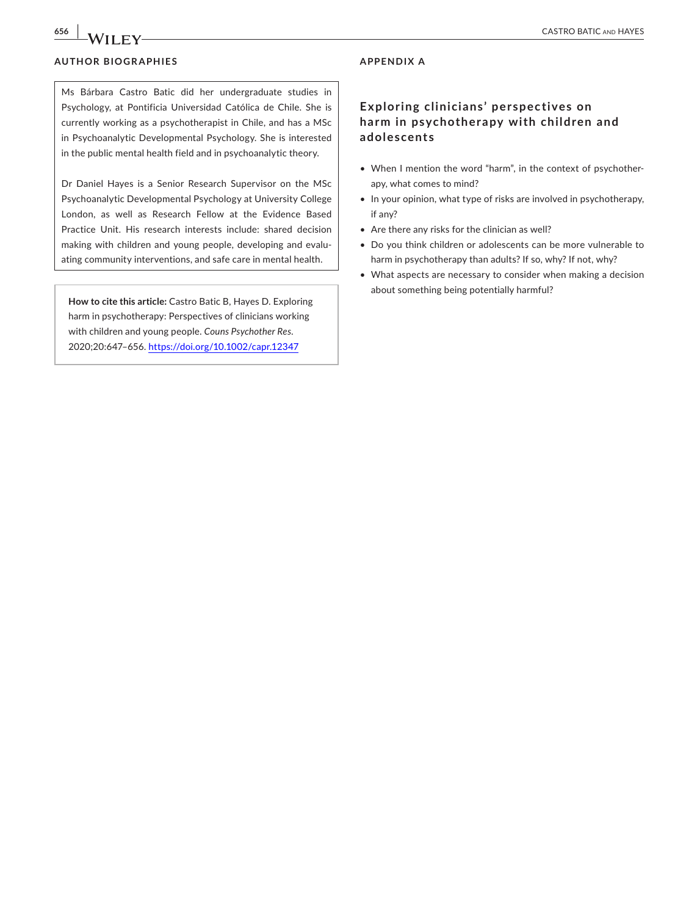## AUTHOR BIOGRAPHIES

Ms Bárbara Castro Batic did her undergraduate studies in Psychology, at Pontificia Universidad Católica de Chile. She is currently working as a psychotherapist in Chile, and has a MSc in Psychoanalytic Developmental Psychology. She is interested in the public mental health field and in psychoanalytic theory.

Dr Daniel Hayes is a Senior Research Supervisor on the MSc Psychoanalytic Developmental Psychology at University College London, as well as Research Fellow at the Evidence Based Practice Unit. His research interests include: shared decision making with children and young people, developing and evaluating community interventions, and safe care in mental health.

**How to cite this article:** Castro Batic B, Hayes D. Exploring harm in psychotherapy: Perspectives of clinicians working with children and young people. *Couns Psychother Res*. 2020;20:647–656. https://doi.org/10.1002/capr.12347

## APPENDIX A

### Exploring clinicians' perspectives on harm in psychotherapy with children and adolescents

- When I mention the word "harm", in the context of psychotherapy, what comes to mind?
- In your opinion, what type of risks are involved in psychotherapy, if any?
- Are there any risks for the clinician as well?
- Do you think children or adolescents can be more vulnerable to harm in psychotherapy than adults? If so, why? If not, why?
- What aspects are necessary to consider when making a decision about something being potentially harmful?